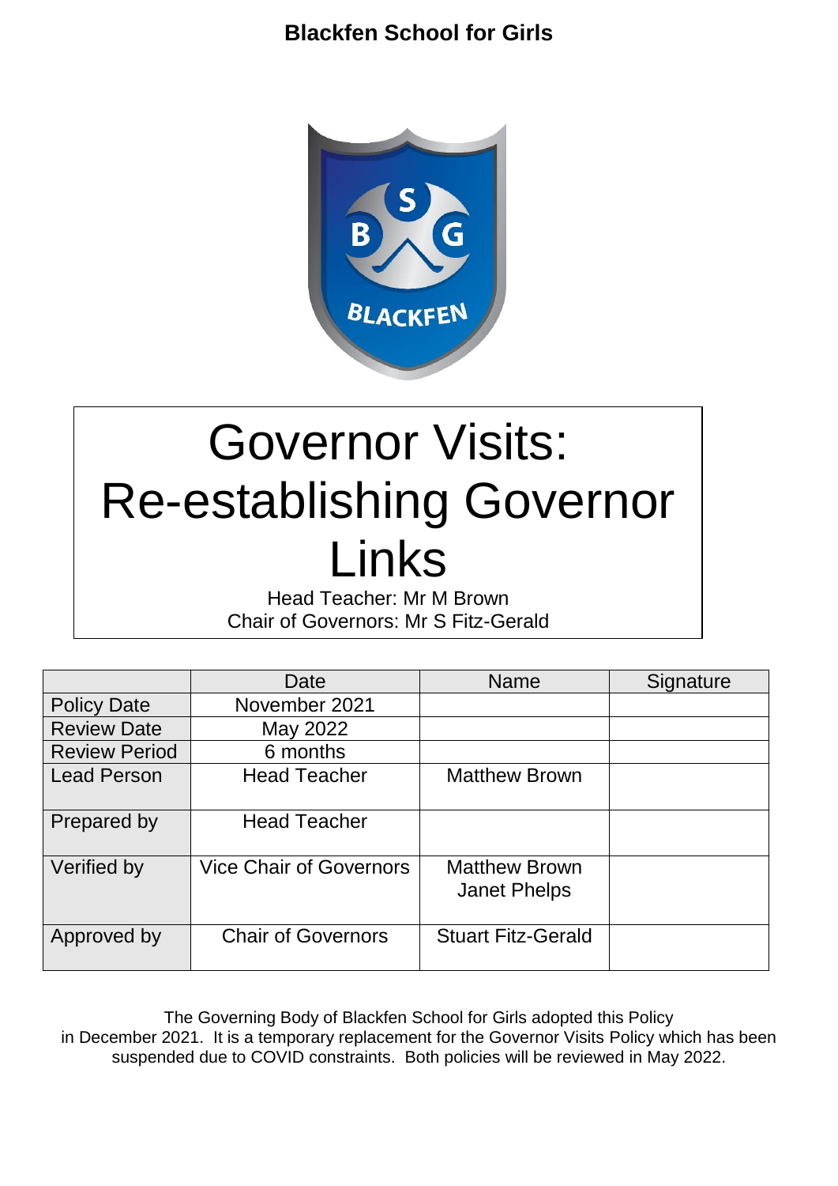**Blackfen School for Girls**

# Governor Visits: Re-establishing Governor Links

Head Teacher: Mr M Brown
Chair of Governors: Mr S Fitz-Gerald

| | Date | Name | Signature |
|---|---|---|---|
| Policy Date | November 2021 | | |
| Review Date | May 2022 | | |
| Review Period | 6 months | | |
| Lead Person | Head Teacher | Matthew Brown | |
| Prepared by | Head Teacher | | |
| Verified by | Vice Chair of Governors | Matthew Brown<br>Janet Phelps | |
| Approved by | Chair of Governors | Stuart Fitz-Gerald | |

The Governing Body of Blackfen School for Girls adopted this Policy in December 2021. It is a temporary replacement for the Governor Visits Policy which has been suspended due to COVID constraints. Both policies will be reviewed in May 2022.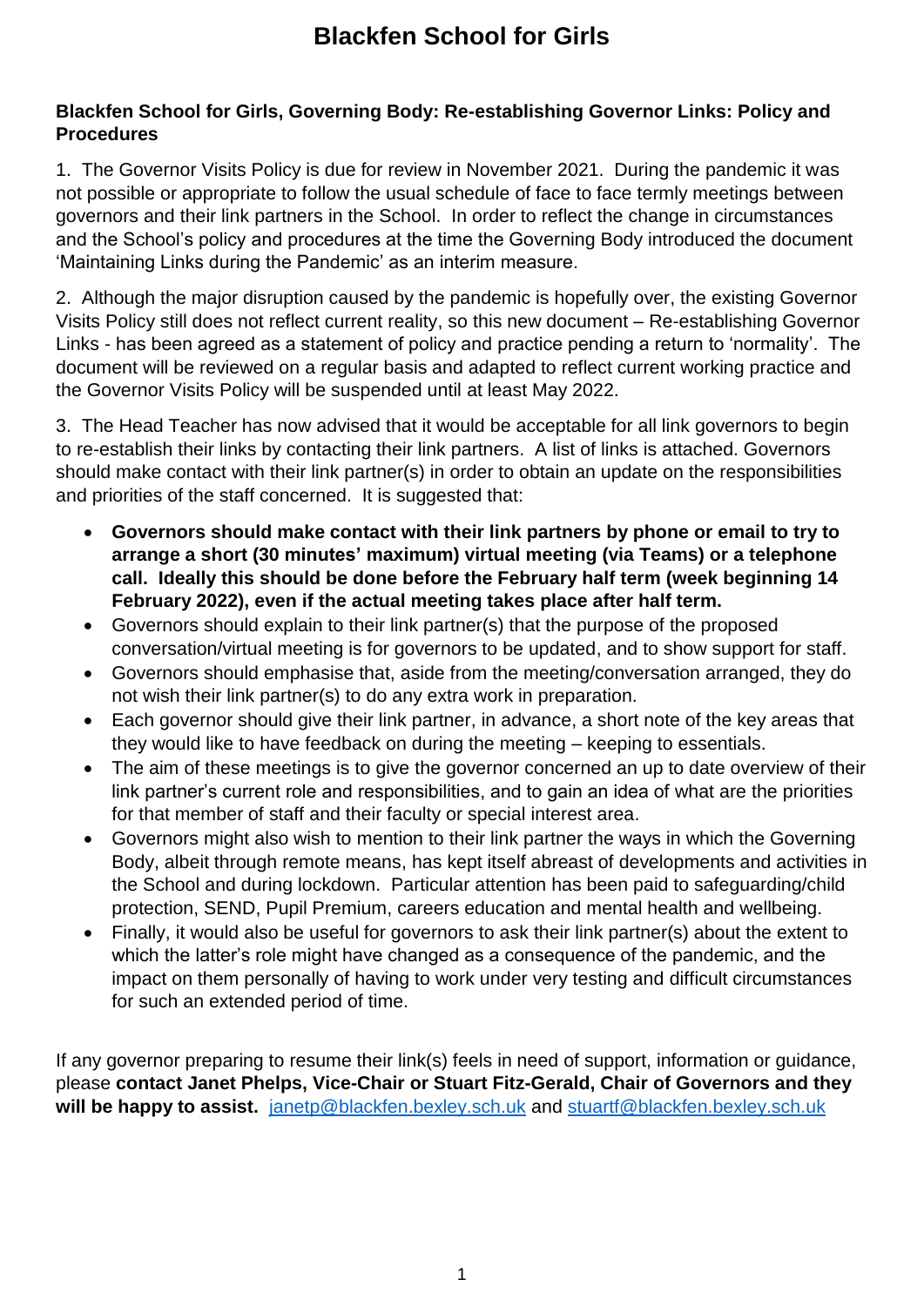# Blackfen School for Girls

**Blackfen School for Girls, Governing Body: Re-establishing Governor Links: Policy and Procedures**

1. The Governor Visits Policy is due for review in November 2021. During the pandemic it was not possible or appropriate to follow the usual schedule of face to face termly meetings between governors and their link partners in the School. In order to reflect the change in circumstances and the School's policy and procedures at the time the Governing Body introduced the document 'Maintaining Links during the Pandemic' as an interim measure.

2. Although the major disruption caused by the pandemic is hopefully over, the existing Governor Visits Policy still does not reflect current reality, so this new document – Re-establishing Governor Links - has been agreed as a statement of policy and practice pending a return to 'normality'. The document will be reviewed on a regular basis and adapted to reflect current working practice and the Governor Visits Policy will be suspended until at least May 2022.

3. The Head Teacher has now advised that it would be acceptable for all link governors to begin to re-establish their links by contacting their link partners. A list of links is attached. Governors should make contact with their link partner(s) in order to obtain an update on the responsibilities and priorities of the staff concerned. It is suggested that:

- **Governors should make contact with their link partners by phone or email to try to arrange a short (30 minutes' maximum) virtual meeting (via Teams) or a telephone call. Ideally this should be done before the February half term (week beginning 14 February 2022), even if the actual meeting takes place after half term.**
- Governors should explain to their link partner(s) that the purpose of the proposed conversation/virtual meeting is for governors to be updated, and to show support for staff.
- Governors should emphasise that, aside from the meeting/conversation arranged, they do not wish their link partner(s) to do any extra work in preparation.
- Each governor should give their link partner, in advance, a short note of the key areas that they would like to have feedback on during the meeting – keeping to essentials.
- The aim of these meetings is to give the governor concerned an up to date overview of their link partner's current role and responsibilities, and to gain an idea of what are the priorities for that member of staff and their faculty or special interest area.
- Governors might also wish to mention to their link partner the ways in which the Governing Body, albeit through remote means, has kept itself abreast of developments and activities in the School and during lockdown. Particular attention has been paid to safeguarding/child protection, SEND, Pupil Premium, careers education and mental health and wellbeing.
- Finally, it would also be useful for governors to ask their link partner(s) about the extent to which the latter's role might have changed as a consequence of the pandemic, and the impact on them personally of having to work under very testing and difficult circumstances for such an extended period of time.

If any governor preparing to resume their link(s) feels in need of support, information or guidance, please **contact Janet Phelps, Vice-Chair or Stuart Fitz-Gerald, Chair of Governors and they will be happy to assist.** janetp@blackfen.bexley.sch.uk and stuartf@blackfen.bexley.sch.uk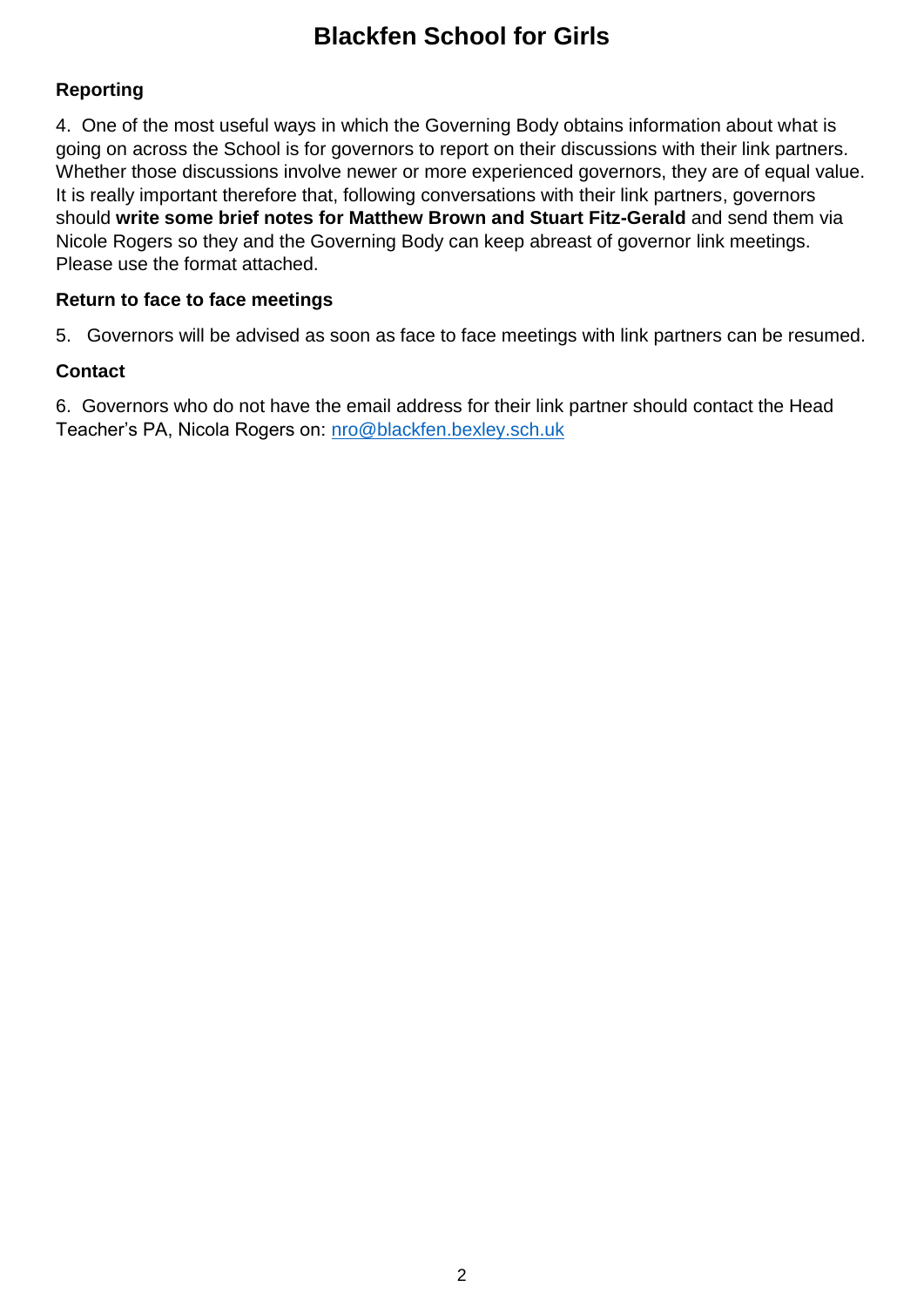## Reporting

4. One of the most useful ways in which the Governing Body obtains information about what is going on across the School is for governors to report on their discussions with their link partners. Whether those discussions involve newer or more experienced governors, they are of equal value. It is really important therefore that, following conversations with their link partners, governors should **write some brief notes for Matthew Brown and Stuart Fitz-Gerald** and send them via Nicole Rogers so they and the Governing Body can keep abreast of governor link meetings. Please use the format attached.

## Return to face to face meetings

5. Governors will be advised as soon as face to face meetings with link partners can be resumed.

## Contact

6. Governors who do not have the email address for their link partner should contact the Head Teacher's PA, Nicola Rogers on: nro@blackfen.bexley.sch.uk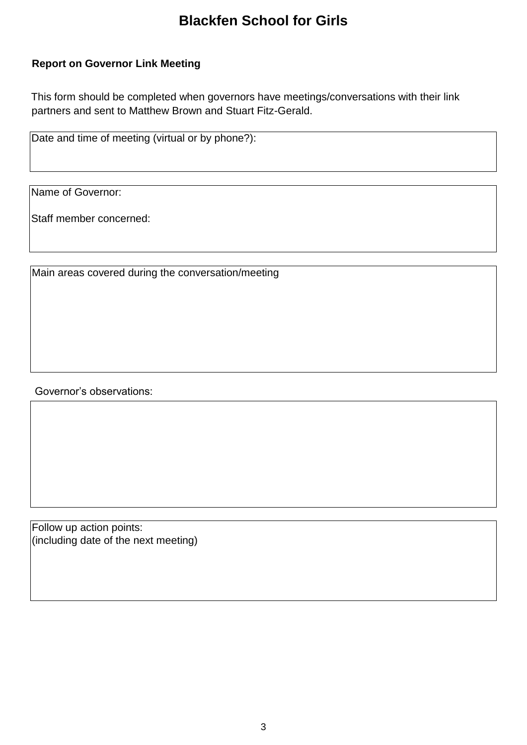# Blackfen School for Girls

**Report on Governor Link Meeting**

This form should be completed when governors have meetings/conversations with their link partners and sent to Matthew Brown and Stuart Fitz-Gerald.

| Date and time of meeting (virtual or by phone?): |
| --- |
| |

| Name of Governor:<br><br>Staff member concerned: |
| --- |
| |

| Main areas covered during the conversation/meeting |
| --- |
| |

Governor's observations:

| |
| --- |
| |

| Follow up action points:<br>(including date of the next meeting) |
| --- |
| |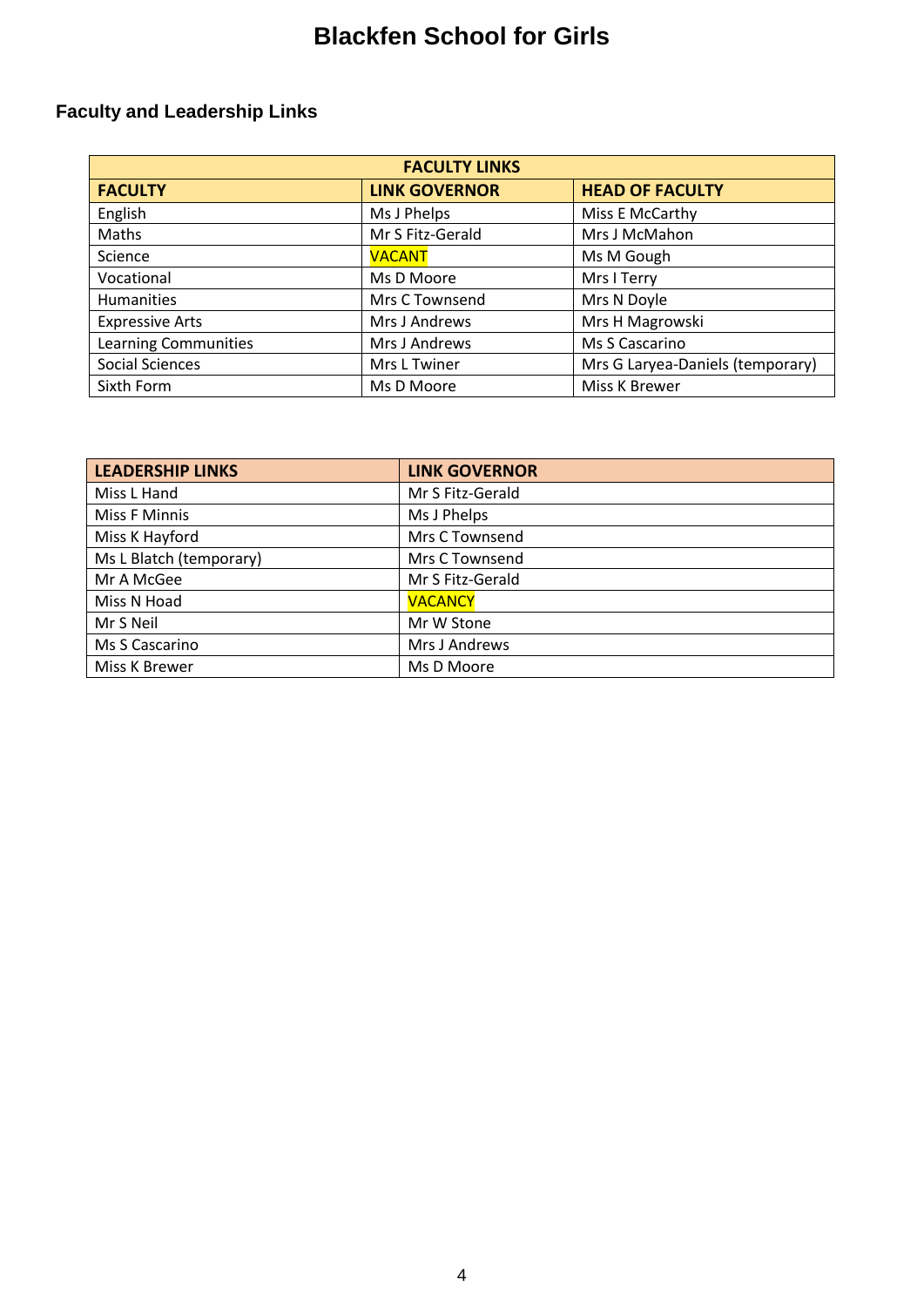# Blackfen School for Girls

### Faculty and Leadership Links

| FACULTY LINKS | | |
|---|---|---|
| **FACULTY** | **LINK GOVERNOR** | **HEAD OF FACULTY** |
| English | Ms J Phelps | Miss E McCarthy |
| Maths | Mr S Fitz-Gerald | Mrs J McMahon |
| Science | VACANT | Ms M Gough |
| Vocational | Ms D Moore | Mrs I Terry |
| Humanities | Mrs C Townsend | Mrs N Doyle |
| Expressive Arts | Mrs J Andrews | Mrs H Magrowski |
| Learning Communities | Mrs J Andrews | Ms S Cascarino |
| Social Sciences | Mrs L Twiner | Mrs G Laryea-Daniels (temporary) |
| Sixth Form | Ms D Moore | Miss K Brewer |

| LEADERSHIP LINKS | LINK GOVERNOR |
|---|---|
| Miss L Hand | Mr S Fitz-Gerald |
| Miss F Minnis | Ms J Phelps |
| Miss K Hayford | Mrs C Townsend |
| Ms L Blatch (temporary) | Mrs C Townsend |
| Mr A McGee | Mr S Fitz-Gerald |
| Miss N Hoad | VACANCY |
| Mr S Neil | Mr W Stone |
| Ms S Cascarino | Mrs J Andrews |
| Miss K Brewer | Ms D Moore |